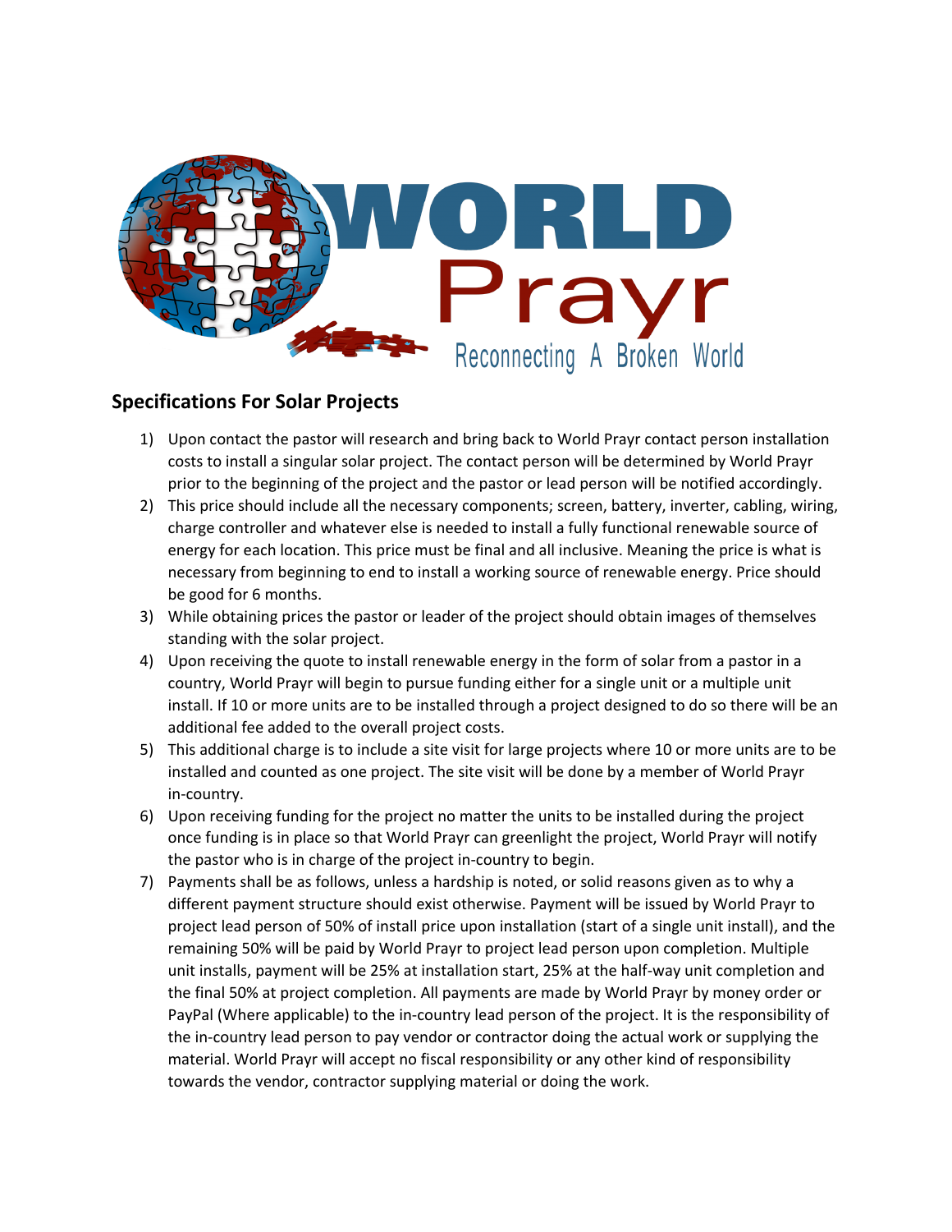WORLD Prayr

Reconnecting A Broken World

## Specifications For Solar Projects

1) Upon contact the pastor will research and bring back to World Prayr contact person installation costs to install a singular solar project. The contact person will be determined by World Prayr prior to the beginning of the project and the pastor or lead person will be notified accordingly.
2) This price should include all the necessary components; screen, battery, inverter, cabling, wiring, charge controller and whatever else is needed to install a fully functional renewable source of energy for each location. This price must be final and all inclusive. Meaning the price is what is necessary from beginning to end to install a working source of renewable energy. Price should be good for 6 months.
3) While obtaining prices the pastor or leader of the project should obtain images of themselves standing with the solar project.
4) Upon receiving the quote to install renewable energy in the form of solar from a pastor in a country, World Prayr will begin to pursue funding either for a single unit or a multiple unit install. If 10 or more units are to be installed through a project designed to do so there will be an additional fee added to the overall project costs.
5) This additional charge is to include a site visit for large projects where 10 or more units are to be installed and counted as one project. The site visit will be done by a member of World Prayr in-country.
6) Upon receiving funding for the project no matter the units to be installed during the project once funding is in place so that World Prayr can greenlight the project, World Prayr will notify the pastor who is in charge of the project in-country to begin.
7) Payments shall be as follows, unless a hardship is noted, or solid reasons given as to why a different payment structure should exist otherwise. Payment will be issued by World Prayr to project lead person of 50% of install price upon installation (start of a single unit install), and the remaining 50% will be paid by World Prayr to project lead person upon completion. Multiple unit installs, payment will be 25% at installation start, 25% at the half-way unit completion and the final 50% at project completion. All payments are made by World Prayr by money order or PayPal (Where applicable) to the in-country lead person of the project. It is the responsibility of the in-country lead person to pay vendor or contractor doing the actual work or supplying the material. World Prayr will accept no fiscal responsibility or any other kind of responsibility towards the vendor, contractor supplying material or doing the work.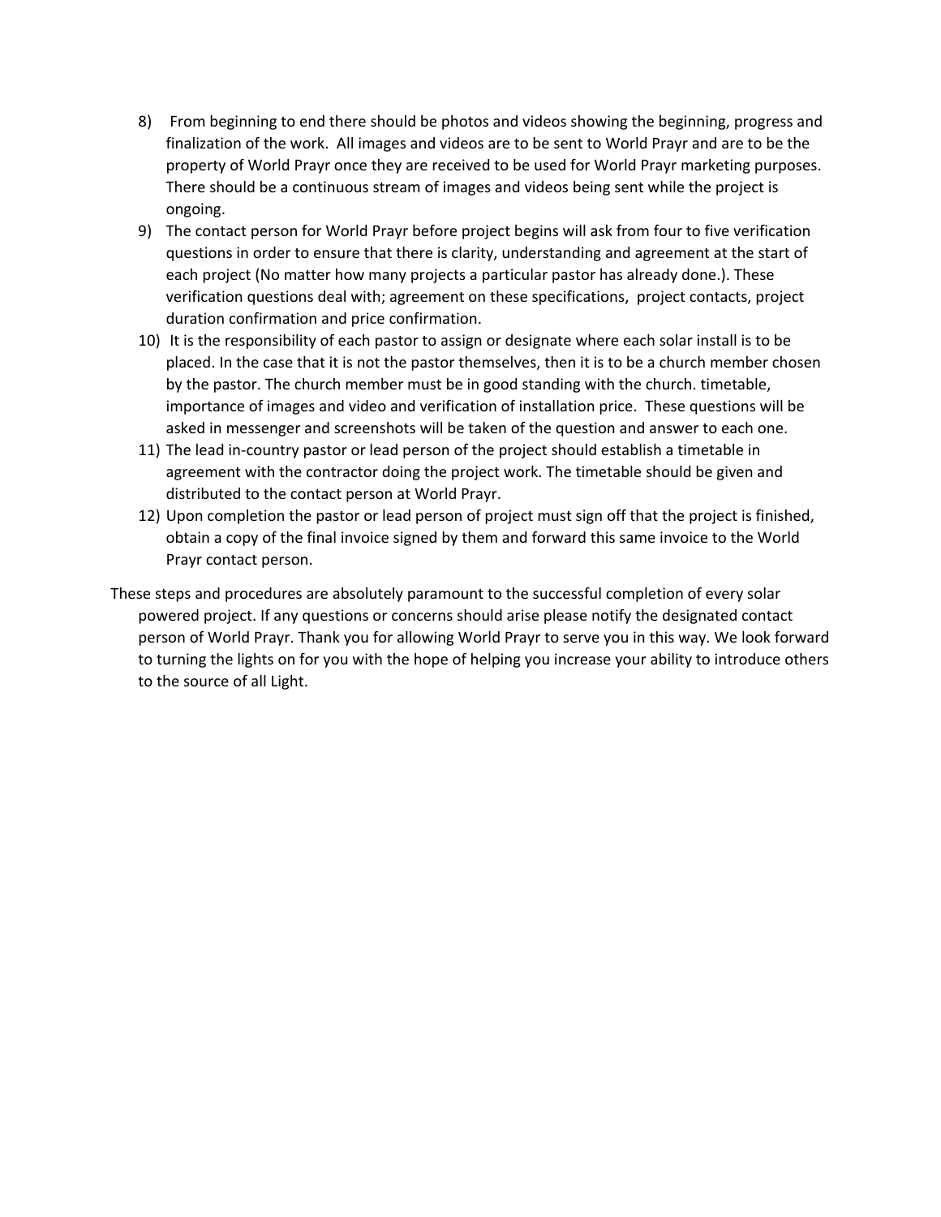8) From beginning to end there should be photos and videos showing the beginning, progress and finalization of the work. All images and videos are to be sent to World Prayr and are to be the property of World Prayr once they are received to be used for World Prayr marketing purposes. There should be a continuous stream of images and videos being sent while the project is ongoing.
9) The contact person for World Prayr before project begins will ask from four to five verification questions in order to ensure that there is clarity, understanding and agreement at the start of each project (No matter how many projects a particular pastor has already done.). These verification questions deal with; agreement on these specifications, project contacts, project duration confirmation and price confirmation.
10) It is the responsibility of each pastor to assign or designate where each solar install is to be placed. In the case that it is not the pastor themselves, then it is to be a church member chosen by the pastor. The church member must be in good standing with the church. timetable, importance of images and video and verification of installation price. These questions will be asked in messenger and screenshots will be taken of the question and answer to each one.
11) The lead in-country pastor or lead person of the project should establish a timetable in agreement with the contractor doing the project work. The timetable should be given and distributed to the contact person at World Prayr.
12) Upon completion the pastor or lead person of project must sign off that the project is finished, obtain a copy of the final invoice signed by them and forward this same invoice to the World Prayr contact person.

These steps and procedures are absolutely paramount to the successful completion of every solar powered project. If any questions or concerns should arise please notify the designated contact person of World Prayr. Thank you for allowing World Prayr to serve you in this way. We look forward to turning the lights on for you with the hope of helping you increase your ability to introduce others to the source of all Light.